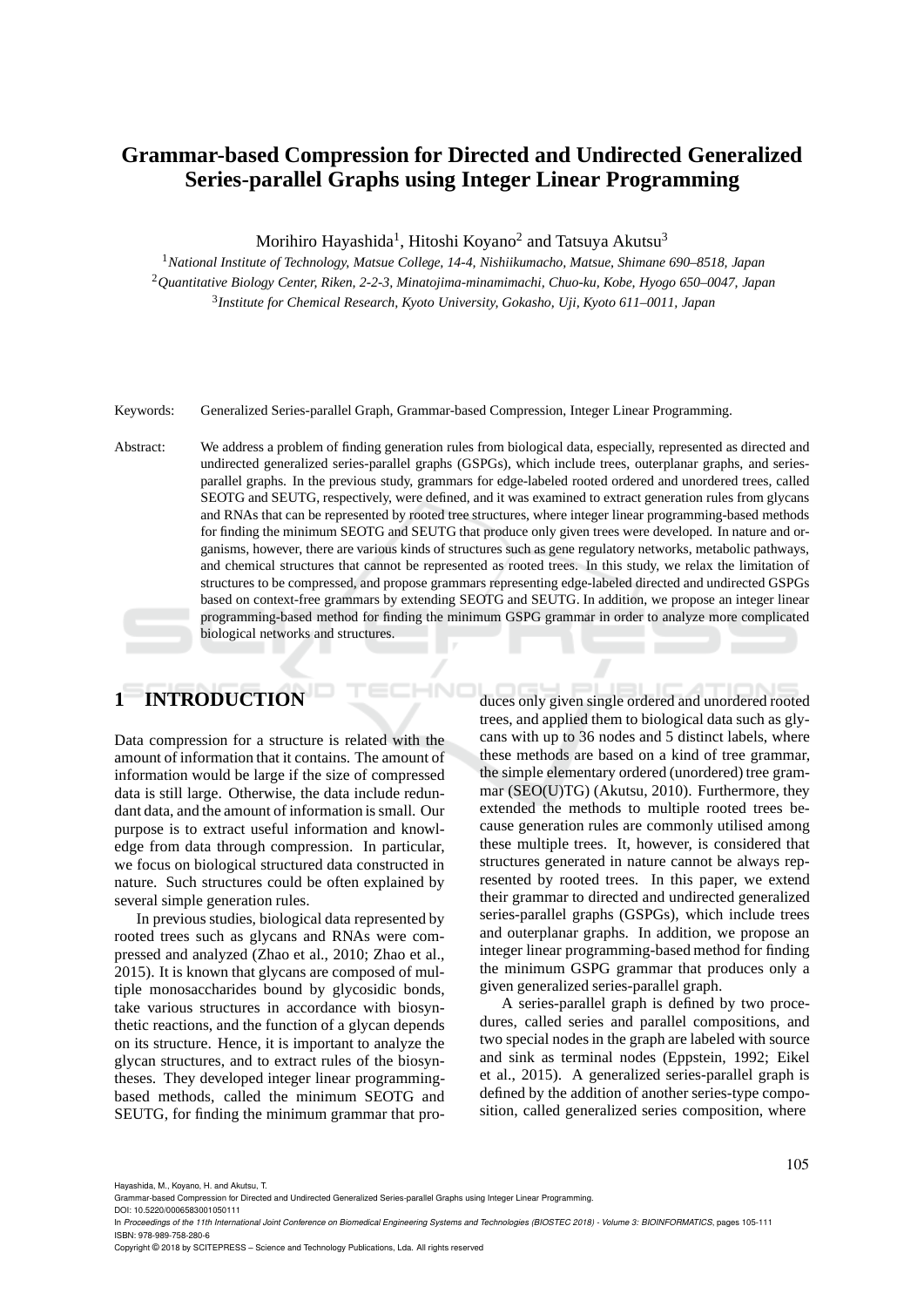# Grammar-based Compression for Directed and Undirected Generalized Series-parallel Graphs using Integer Linear Programming

Morihiro Hayashida[1], Hitoshi Koyano[2] and Tatsuya Akutsu[3]

[1]*National Institute of Technology, Matsue College, 14-4, Nishiikumacho, Matsue, Shimane 690–8518, Japan*

[2]*Quantitative Biology Center, Riken, 2-2-3, Minatojima-minamimachi, Chuo-ku, Kobe, Hyogo 650–0047, Japan*

[3]*Institute for Chemical Research, Kyoto University, Gokasho, Uji, Kyoto 611–0011, Japan*

Keywords: Generalized Series-parallel Graph, Grammar-based Compression, Integer Linear Programming.

Abstract: We address a problem of finding generation rules from biological data, especially, represented as directed and undirected generalized series-parallel graphs (GSPGs), which include trees, outerplanar graphs, and series-parallel graphs. In the previous study, grammars for edge-labeled rooted ordered and unordered trees, called SEOTG and SEUTG, respectively, were defined, and it was examined to extract generation rules from glycans and RNAs that can be represented by rooted tree structures, where integer linear programming-based methods for finding the minimum SEOTG and SEUTG that produce only given trees were developed. In nature and organisms, however, there are various kinds of structures such as gene regulatory networks, metabolic pathways, and chemical structures that cannot be represented as rooted trees. In this study, we relax the limitation of structures to be compressed, and propose grammars representing edge-labeled directed and undirected GSPGs based on context-free grammars by extending SEOTG and SEUTG. In addition, we propose an integer linear programming-based method for finding the minimum GSPG grammar in order to analyze more complicated biological networks and structures.

## 1 INTRODUCTION

Data compression for a structure is related with the amount of information that it contains. The amount of information would be large if the size of compressed data is still large. Otherwise, the data include redundant data, and the amount of information is small. Our purpose is to extract useful information and knowledge from data through compression. In particular, we focus on biological structured data constructed in nature. Such structures could be often explained by several simple generation rules.

In previous studies, biological data represented by rooted trees such as glycans and RNAs were compressed and analyzed (Zhao et al., 2010; Zhao et al., 2015). It is known that glycans are composed of multiple monosaccharides bound by glycosidic bonds, take various structures in accordance with biosynthetic reactions, and the function of a glycan depends on its structure. Hence, it is important to analyze the glycan structures, and to extract rules of the biosyntheses. They developed integer linear programming-based methods, called the minimum SEOTG and SEUTG, for finding the minimum grammar that produces only given single ordered and unordered rooted trees, and applied them to biological data such as glycans with up to 36 nodes and 5 distinct labels, where these methods are based on a kind of tree grammar, the simple elementary ordered (unordered) tree grammar (SEO(U)TG) (Akutsu, 2010). Furthermore, they extended the methods to multiple rooted trees because generation rules are commonly utilised among these multiple trees. It, however, is considered that structures generated in nature cannot be always represented by rooted trees. In this paper, we extend their grammar to directed and undirected generalized series-parallel graphs (GSPGs), which include trees and outerplanar graphs. In addition, we propose an integer linear programming-based method for finding the minimum GSPG grammar that produces only a given generalized series-parallel graph.

A series-parallel graph is defined by two procedures, called series and parallel compositions, and two special nodes in the graph are labeled with source and sink as terminal nodes (Eppstein, 1992; Eikel et al., 2015). A generalized series-parallel graph is defined by the addition of another series-type composition, called generalized series composition, where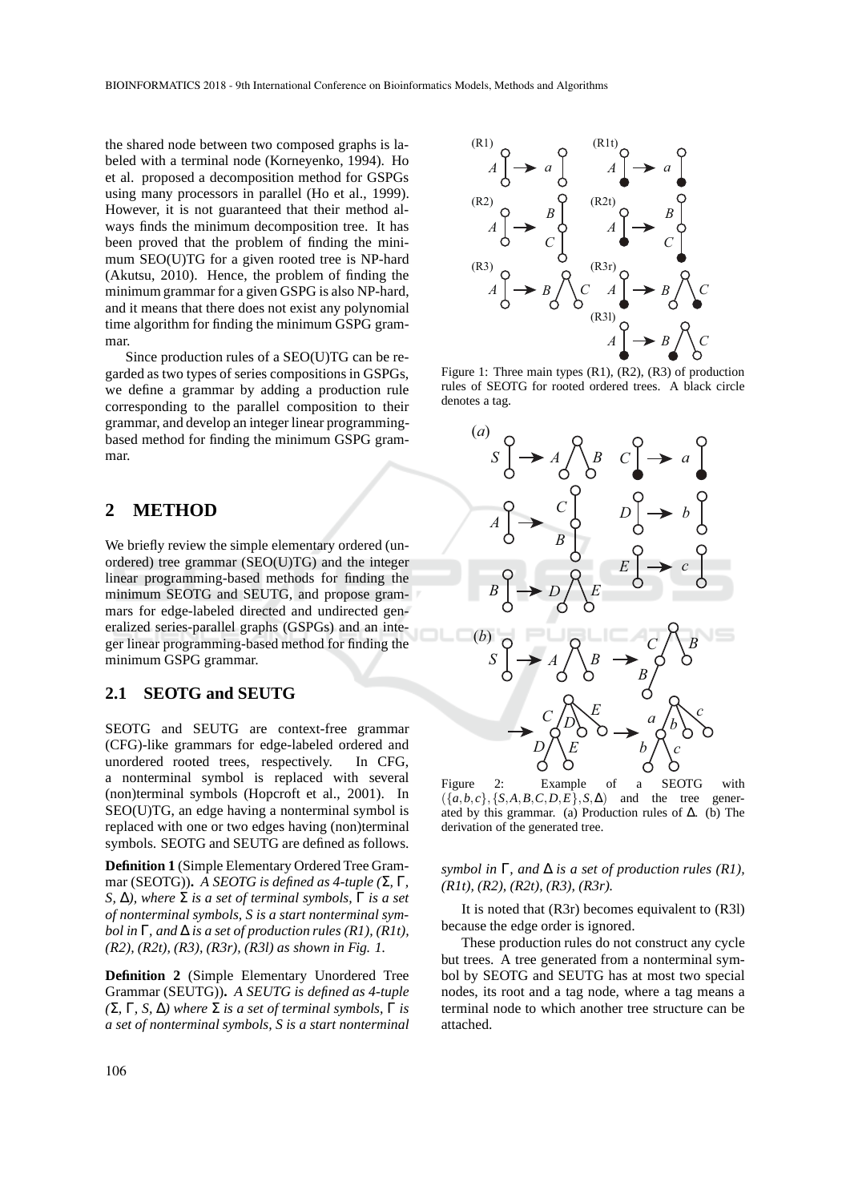the shared node between two composed graphs is labeled with a terminal node (Korneyenko, 1994). Ho et al. proposed a decomposition method for GSPGs using many processors in parallel (Ho et al., 1999). However, it is not guaranteed that their method always finds the minimum decomposition tree. It has been proved that the problem of finding the minimum SEO(U)TG for a given rooted tree is NP-hard (Akutsu, 2010). Hence, the problem of finding the minimum grammar for a given GSPG is also NP-hard, and it means that there does not exist any polynomial time algorithm for finding the minimum GSPG grammar.

Since production rules of a SEO(U)TG can be regarded as two types of series compositions in GSPGs, we define a grammar by adding a production rule corresponding to the parallel composition to their grammar, and develop an integer linear programming-based method for finding the minimum GSPG grammar.

## 2 METHOD

We briefly review the simple elementary ordered (unordered) tree grammar (SEO(U)TG) and the integer linear programming-based methods for finding the minimum SEOTG and SEUTG, and propose grammars for edge-labeled directed and undirected generalized series-parallel graphs (GSPGs) and an integer linear programming-based method for finding the minimum GSPG grammar.

### 2.1 SEOTG and SEUTG

SEOTG and SEUTG are context-free grammar (CFG)-like grammars for edge-labeled ordered and unordered rooted trees, respectively. In CFG, a nonterminal symbol is replaced with several (non)terminal symbols (Hopcroft et al., 2001). In SEO(U)TG, an edge having a nonterminal symbol is replaced with one or two edges having (non)terminal symbols. SEOTG and SEUTG are defined as follows.

**Definition 1** (Simple Elementary Ordered Tree Grammar (SEOTG))**.** *A SEOTG is defined as 4-tuple ($\Sigma$, $\Gamma$, $S$, $\Delta$), where $\Sigma$ is a set of terminal symbols, $\Gamma$ is a set of nonterminal symbols, $S$ is a start nonterminal symbol in $\Gamma$, and $\Delta$ is a set of production rules (R1), (R1t), (R2), (R2t), (R3), (R3r), (R3l) as shown in Fig. 1.*

**Definition 2** (Simple Elementary Unordered Tree Grammar (SEUTG))**.** *A SEUTG is defined as 4-tuple ($\Sigma$, $\Gamma$, $S$, $\Delta$) where $\Sigma$ is a set of terminal symbols, $\Gamma$ is a set of nonterminal symbols, $S$ is a start nonterminal symbol in $\Gamma$, and $\Delta$ is a set of production rules (R1), (R1t), (R2), (R2t), (R3), (R3r).*

Figure 1: Three main types (R1), (R2), (R3) of production rules of SEOTG for rooted ordered trees. A black circle denotes a tag.

Figure 2: Example of a SEOTG with $(\{a,b,c\},\{S,A,B,C,D,E\},S,\Delta)$ and the tree generated by this grammar. (a) Production rules of $\Delta$. (b) The derivation of the generated tree.

It is noted that (R3r) becomes equivalent to (R3l) because the edge order is ignored.

These production rules do not construct any cycle but trees. A tree generated from a nonterminal symbol by SEOTG and SEUTG has at most two special nodes, its root and a tag node, where a tag means a terminal node to which another tree structure can be attached.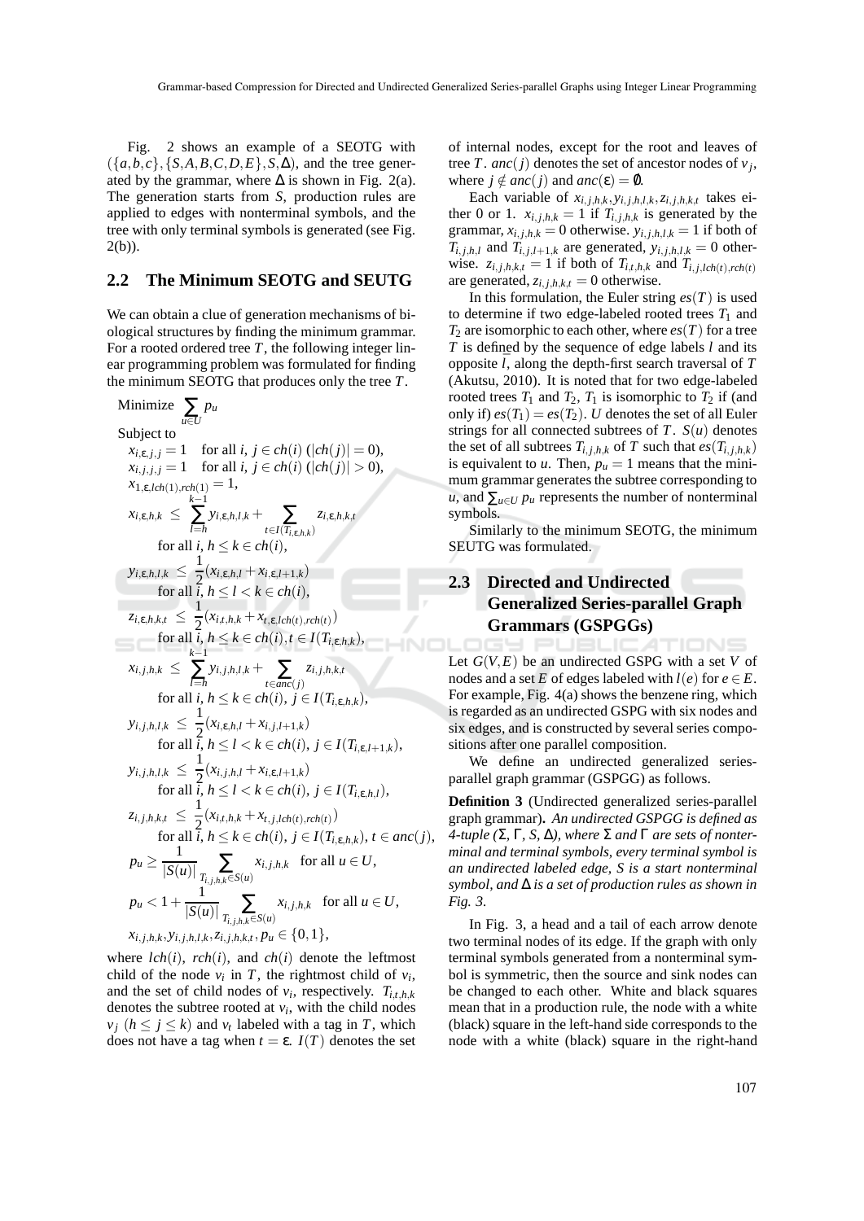Fig. 2 shows an example of a SEOTG with $(\{a,b,c\},\{S,A,B,C,D,E\},S,\Delta)$, and the tree generated by the grammar, where $\Delta$ is shown in Fig. 2(a). The generation starts from $S$, production rules are applied to edges with nonterminal symbols, and the tree with only terminal symbols is generated (see Fig. 2(b)).

## 2.2 The Minimum SEOTG and SEUTG

We can obtain a clue of generation mechanisms of biological structures by finding the minimum grammar. For a rooted ordered tree $T$, the following integer linear programming problem was formulated for finding the minimum SEOTG that produces only the tree $T$.

$$
\begin{aligned}
&\text{Minimize } \sum_{u \in U} p_u \\
&\text{Subject to} \\
&\quad x_{i,\varepsilon,j,j} = 1 \quad \text{for all } i,\, j \in ch(i)\ (|ch(j)| = 0), \\
&\quad x_{i,j,j,j} = 1 \quad \text{for all } i,\, j \in ch(i)\ (|ch(j)| > 0), \\
&\quad x_{1,\varepsilon,lch(1),rch(1)} = 1, \\
&\quad x_{i,\varepsilon,h,k} \le \sum_{l=h}^{k-1} y_{i,\varepsilon,h,l,k} + \sum_{t \in I(T_{i,\varepsilon,h,k})} z_{i,\varepsilon,h,k,t} \\
&\qquad \text{for all } i,\, h \le k \in ch(i), \\
&\quad y_{i,\varepsilon,h,l,k} \le \frac{1}{2}(x_{i,\varepsilon,h,l} + x_{i,\varepsilon,l+1,k}) \\
&\qquad \text{for all } i,\, h \le l < k \in ch(i), \\
&\quad z_{i,\varepsilon,h,k,t} \le \frac{1}{2}(x_{i,t,h,k} + x_{t,\varepsilon,lch(t),rch(t)}) \\
&\qquad \text{for all } i,\, h \le k \in ch(i), t \in I(T_{i,\varepsilon,h,k}), \\
&\quad x_{i,j,h,k} \le \sum_{l=h}^{k-1} y_{i,j,h,l,k} + \sum_{t \in anc(j)} z_{i,j,h,k,t} \\
&\qquad \text{for all } i,\, h \le k \in ch(i),\, j \in I(T_{i,\varepsilon,h,k}), \\
&\quad y_{i,j,h,l,k} \le \frac{1}{2}(x_{i,\varepsilon,h,l} + x_{i,j,l+1,k}) \\
&\qquad \text{for all } i,\, h \le l < k \in ch(i),\, j \in I(T_{i,\varepsilon,l+1,k}), \\
&\quad y_{i,j,h,l,k} \le \frac{1}{2}(x_{i,j,h,l} + x_{i,\varepsilon,l+1,k}) \\
&\qquad \text{for all } i,\, h \le l < k \in ch(i),\, j \in I(T_{i,\varepsilon,h,l}), \\
&\quad z_{i,j,h,k,t} \le \frac{1}{2}(x_{i,t,h,k} + x_{t,j,lch(t),rch(t)}) \\
&\qquad \text{for all } i,\, h \le k \in ch(i),\, j \in I(T_{i,\varepsilon,h,k}),\, t \in anc(j), \\
&\quad p_u \ge \frac{1}{|S(u)|} \sum_{T_{i,j,h,k} \in S(u)} x_{i,j,h,k} \quad \text{for all } u \in U, \\
&\quad p_u < 1 + \frac{1}{|S(u)|} \sum_{T_{i,j,h,k} \in S(u)} x_{i,j,h,k} \quad \text{for all } u \in U, \\
&\quad x_{i,j,h,k}, y_{i,j,h,l,k}, z_{i,j,h,k,t}, p_u \in \{0,1\},
\end{aligned}
$$

where $lch(i)$, $rch(i)$, and $ch(i)$ denote the leftmost child of the node $v_i$ in $T$, the rightmost child of $v_i$, and the set of child nodes of $v_i$, respectively. $T_{i,t,h,k}$ denotes the subtree rooted at $v_i$, with the child nodes $v_j$ $(h \le j \le k)$ and $v_t$ labeled with a tag in $T$, which does not have a tag when $t = \varepsilon$. $I(T)$ denotes the set of internal nodes, except for the root and leaves of tree $T$. $anc(j)$ denotes the set of ancestor nodes of $v_j$, where $j \notin anc(j)$ and $anc(\varepsilon) = \emptyset$.

Each variable of $x_{i,j,h,k}, y_{i,j,h,l,k}, z_{i,j,h,k,t}$ takes either 0 or 1. $x_{i,j,h,k} = 1$ if $T_{i,j,h,k}$ is generated by the grammar, $x_{i,j,h,k} = 0$ otherwise. $y_{i,j,h,l,k} = 1$ if both of $T_{i,j,h,l}$ and $T_{i,j,l+1,k}$ are generated, $y_{i,j,h,l,k} = 0$ otherwise. $z_{i,j,h,k,t} = 1$ if both of $T_{i,t,h,k}$ and $T_{i,j,lch(t),rch(t)}$ are generated, $z_{i,j,h,k,t} = 0$ otherwise.

In this formulation, the Euler string $es(T)$ is used to determine if two edge-labeled rooted trees $T_1$ and $T_2$ are isomorphic to each other, where $es(T)$ for a tree $T$ is defined by the sequence of edge labels $l$ and its opposite $\bar{l}$, along the depth-first search traversal of $T$ (Akutsu, 2010). It is noted that for two edge-labeled rooted trees $T_1$ and $T_2$, $T_1$ is isomorphic to $T_2$ if (and only if) $es(T_1) = es(T_2)$. $U$ denotes the set of all Euler strings for all connected subtrees of $T$. $S(u)$ denotes the set of all subtrees $T_{i,j,h,k}$ of $T$ such that $es(T_{i,j,h,k})$ is equivalent to $u$. Then, $p_u = 1$ means that the minimum grammar generates the subtree corresponding to $u$, and $\sum_{u \in U} p_u$ represents the number of nonterminal symbols.

Similarly to the minimum SEOTG, the minimum SEUTG was formulated.

## 2.3 Directed and Undirected Generalized Series-parallel Graph Grammars (GSPGGs)

Let $G(V,E)$ be an undirected GSPG with a set $V$ of nodes and a set $E$ of edges labeled with $l(e)$ for $e \in E$. For example, Fig. 4(a) shows the benzene ring, which is regarded as an undirected GSPG with six nodes and six edges, and is constructed by several series compositions after one parallel composition.

We define an undirected generalized series-parallel graph grammar (GSPGG) as follows.

**Definition 3** (Undirected generalized series-parallel graph grammar). *An undirected GSPGG is defined as 4-tuple ($\Sigma$, $\Gamma$, $S$, $\Delta$), where $\Sigma$ and $\Gamma$ are sets of nonterminal and terminal symbols, every terminal symbol is an undirected labeled edge, $S$ is a start nonterminal symbol, and $\Delta$ is a set of production rules as shown in Fig. 3.*

In Fig. 3, a head and a tail of each arrow denote two terminal nodes of its edge. If the graph with only terminal symbols generated from a nonterminal symbol is symmetric, then the source and sink nodes can be changed to each other. White and black squares mean that in a production rule, the node with a white (black) square in the left-hand side corresponds to the node with a white (black) square in the right-hand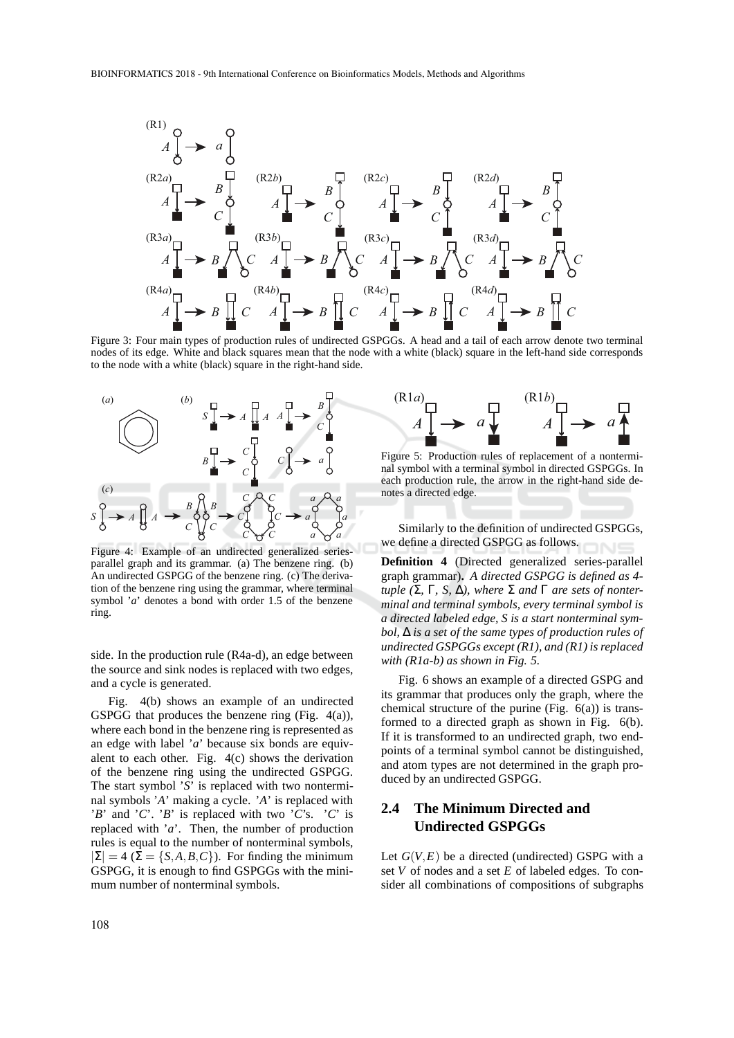Figure 3: Four main types of production rules of undirected GSPGGs. A head and a tail of each arrow denote two terminal nodes of its edge. White and black squares mean that the node with a white (black) square in the left-hand side corresponds to the node with a white (black) square in the right-hand side.

Figure 4: Example of an undirected generalized series-parallel graph and its grammar. (a) The benzene ring. (b) An undirected GSPGG of the benzene ring. (c) The derivation of the benzene ring using the grammar, where terminal symbol '$a$' denotes a bond with order 1.5 of the benzene ring.

side. In the production rule (R4a-d), an edge between the source and sink nodes is replaced with two edges, and a cycle is generated.

Fig. 4(b) shows an example of an undirected GSPGG that produces the benzene ring (Fig. 4(a)), where each bond in the benzene ring is represented as an edge with label '$a$' because six bonds are equivalent to each other. Fig. 4(c) shows the derivation of the benzene ring using the undirected GSPGG. The start symbol '$S$' is replaced with two nonterminal symbols '$A$' making a cycle. '$A$' is replaced with '$B$' and '$C$'. '$B$' is replaced with two '$C$'s. '$C$' is replaced with '$a$'. Then, the number of production rules is equal to the number of nonterminal symbols, $|\Sigma| = 4$ ($\Sigma = \{S, A, B, C\}$). For finding the minimum GSPGG, it is enough to find GSPGGs with the minimum number of nonterminal symbols.

Figure 5: Production rules of replacement of a nonterminal symbol with a terminal symbol in directed GSPGGs. In each production rule, the arrow in the right-hand side denotes a directed edge.

Similarly to the definition of undirected GSPGGs, we define a directed GSPGG as follows.

**Definition 4** (Directed generalized series-parallel graph grammar). *A directed GSPGG is defined as 4-tuple ($\Sigma$, $\Gamma$, $S$, $\Delta$), where $\Sigma$ and $\Gamma$ are sets of nonterminal and terminal symbols, every terminal symbol is a directed labeled edge, $S$ is a start nonterminal symbol, $\Delta$ is a set of the same types of production rules of undirected GSPGGs except (R1), and (R1) is replaced with (R1a-b) as shown in Fig. 5.*

Fig. 6 shows an example of a directed GSPG and its grammar that produces only the graph, where the chemical structure of the purine (Fig. 6(a)) is transformed to a directed graph as shown in Fig. 6(b). If it is transformed to an undirected graph, two endpoints of a terminal symbol cannot be distinguished, and atom types are not determined in the graph produced by an undirected GSPGG.

## 2.4 The Minimum Directed and Undirected GSPGGs

Let $G(V, E)$ be a directed (undirected) GSPG with a set $V$ of nodes and a set $E$ of labeled edges. To consider all combinations of compositions of subgraphs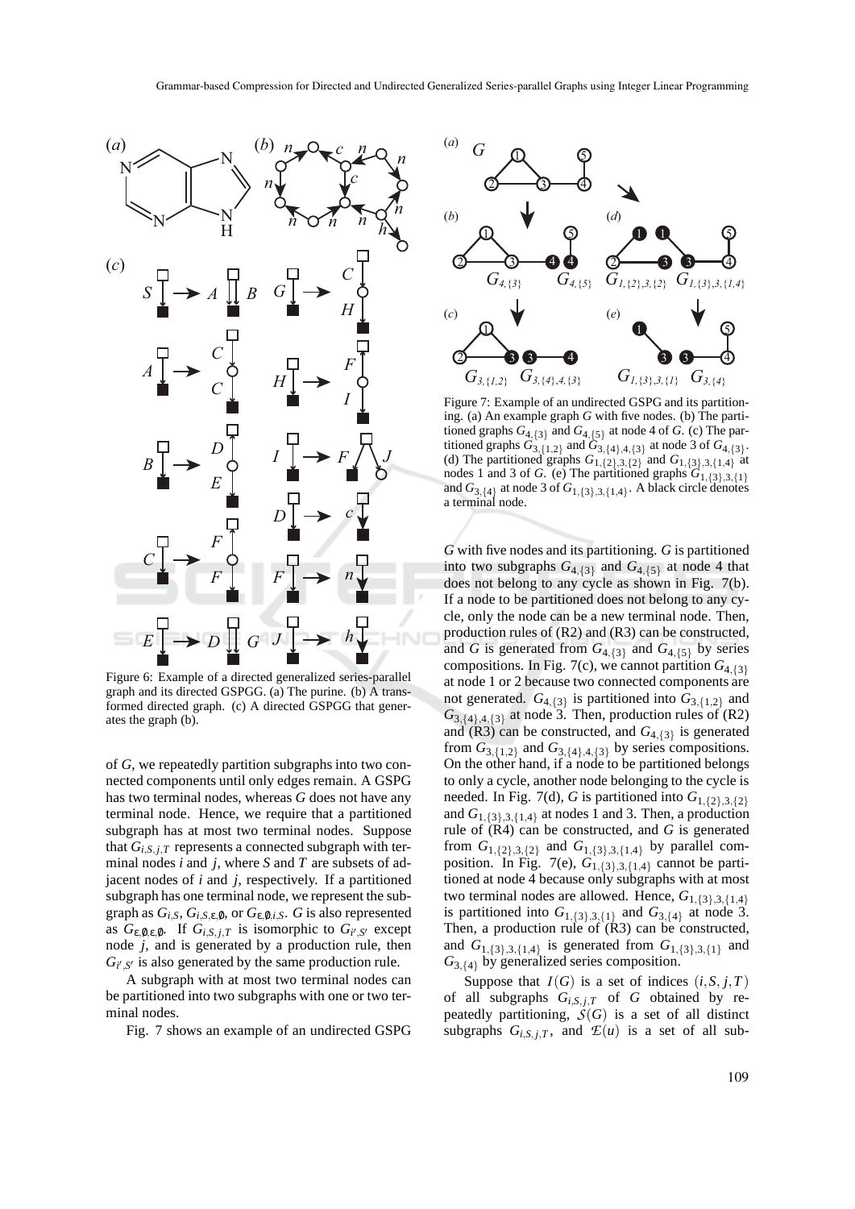Figure 6: Example of a directed generalized series-parallel graph and its directed GSPGG. (a) The purine. (b) A transformed directed graph. (c) A directed GSPGG that generates the graph (b).

of $G$, we repeatedly partition subgraphs into two connected components until only edges remain. A GSPG has two terminal nodes, whereas $G$ does not have any terminal node. Hence, we require that a partitioned subgraph has at most two terminal nodes. Suppose that $G_{i,S,j,T}$ represents a connected subgraph with terminal nodes $i$ and $j$, where $S$ and $T$ are subsets of adjacent nodes of $i$ and $j$, respectively. If a partitioned subgraph has one terminal node, we represent the subgraph as $G_{i,S}$, $G_{i,S,\varepsilon,\emptyset}$, or $G_{\varepsilon,\emptyset,i,S}$. $G$ is also represented as $G_{\varepsilon,\emptyset,\varepsilon,\emptyset}$. If $G_{i,S,j,T}$ is isomorphic to $G_{i',S'}$ except node $j$, and is generated by a production rule, then $G_{i',S'}$ is also generated by the same production rule.

A subgraph with at most two terminal nodes can be partitioned into two subgraphs with one or two terminal nodes.

Fig. 7 shows an example of an undirected GSPG

Figure 7: Example of an undirected GSPG and its partitioning. (a) An example graph $G$ with five nodes. (b) The partitioned graphs $G_{4,\{3\}}$ and $G_{4,\{5\}}$ at node 4 of $G$. (c) The partitioned graphs $G_{3,\{1,2\}}$ and $G_{3,\{4\},4,\{3\}}$ at node 3 of $G_{4,\{3\}}$. (d) The partitioned graphs $G_{1,\{2\},3,\{2\}}$ and $G_{1,\{3\},3,\{1,4\}}$ at nodes 1 and 3 of $G$. (e) The partitioned graphs $G_{1,\{3\},3,\{1\}}$ and $G_{3,\{4\}}$ at node 3 of $G_{1,\{3\},3,\{1,4\}}$. A black circle denotes a terminal node.

$G$ with five nodes and its partitioning. $G$ is partitioned into two subgraphs $G_{4,\{3\}}$ and $G_{4,\{5\}}$ at node 4 that does not belong to any cycle as shown in Fig. 7(b). If a node to be partitioned does not belong to any cycle, only the node can be a new terminal node. Then, production rules of (R2) and (R3) can be constructed, and $G$ is generated from $G_{4,\{3\}}$ and $G_{4,\{5\}}$ by series compositions. In Fig. 7(c), we cannot partition $G_{4,\{3\}}$ at node 1 or 2 because two connected components are not generated. $G_{4,\{3\}}$ is partitioned into $G_{3,\{1,2\}}$ and $G_{3,\{4\},4,\{3\}}$ at node 3. Then, production rules of (R2) and (R3) can be constructed, and $G_{4,\{3\}}$ is generated from $G_{3,\{1,2\}}$ and $G_{3,\{4\},4,\{3\}}$ by series compositions. On the other hand, if a node to be partitioned belongs to only a cycle, another node belonging to the cycle is needed. In Fig. 7(d), $G$ is partitioned into $G_{1,\{2\},3,\{2\}}$ and $G_{1,\{3\},3,\{1,4\}}$ at nodes 1 and 3. Then, a production rule of (R4) can be constructed, and $G$ is generated from $G_{1,\{2\},3,\{2\}}$ and $G_{1,\{3\},3,\{1,4\}}$ by parallel composition. In Fig. 7(e), $G_{1,\{3\},3,\{1,4\}}$ cannot be partitioned at node 4 because only subgraphs with at most two terminal nodes are allowed. Hence, $G_{1,\{3\},3,\{1,4\}}$ is partitioned into $G_{1,\{3\},3,\{1\}}$ and $G_{3,\{4\}}$ at node 3. Then, a production rule of (R3) can be constructed, and $G_{1,\{3\},3,\{1,4\}}$ is generated from $G_{1,\{3\},3,\{1\}}$ and $G_{3,\{4\}}$ by generalized series composition.

Suppose that $I(G)$ is a set of indices $(i,S,j,T)$ of all subgraphs $G_{i,S,j,T}$ of $G$ obtained by repeatedly partitioning, $\mathcal{S}(G)$ is a set of all distinct subgraphs $G_{i,S,j,T}$, and $\mathcal{E}(u)$ is a set of all sub-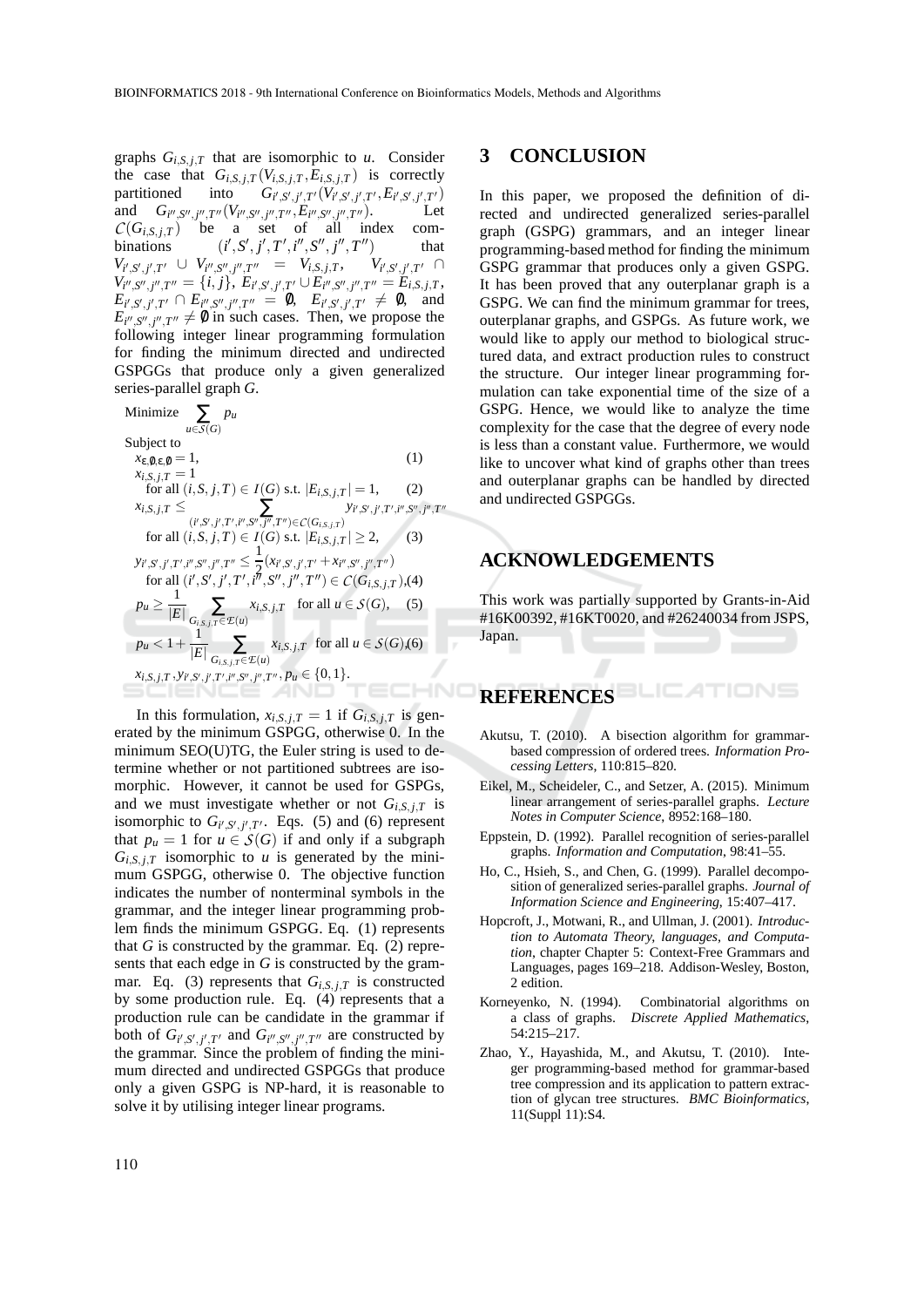graphs $G_{i,S,j,T}$ that are isomorphic to $u$. Consider the case that $G_{i,S,j,T}(V_{i,S,j,T}, E_{i,S,j,T})$ is correctly partitioned into $G_{i',S',j',T'}(V_{i',S',j',T'}, E_{i',S',j',T'})$ and $G_{i'',S'',j'',T''}(V_{i'',S'',j'',T''}, E_{i'',S'',j'',T''})$. Let $\mathcal{C}(G_{i,S,j,T})$ be a set of all index combinations $(i',S',j',T',i'',S'',j'',T'')$ that $V_{i',S',j',T'} \cup V_{i'',S'',j'',T''} = V_{i,S,j,T}$, $V_{i',S',j',T'} \cap V_{i'',S'',j'',T''} = \{i,j\}$, $E_{i',S',j',T'} \cup E_{i'',S'',j'',T''} = E_{i,S,j,T}$, $E_{i',S',j',T'} \cap E_{i'',S'',j'',T''} = \emptyset$, $E_{i',S',j',T'} \neq \emptyset$, and $E_{i'',S'',j'',T''} \neq \emptyset$ in such cases. Then, we propose the following integer linear programming formulation for finding the minimum directed and undirected GSPGGs that produce only a given generalized series-parallel graph $G$.

$$
\begin{aligned}
&\text{Minimize} \sum_{u \in \mathcal{S}(G)} p_u \\
&\text{Subject to} \\
&x_{\varepsilon,\emptyset,\varepsilon,\emptyset} = 1, && (1)\\
&x_{i,S,j,T} = 1 \\
&\quad \text{for all } (i,S,j,T) \in I(G) \text{ s.t. } |E_{i,S,j,T}| = 1, && (2)\\
&x_{i,S,j,T} \leq \sum_{(i',S',j',T',i'',S'',j'',T'') \in \mathcal{C}(G_{i,S,j,T})} y_{i',S',j',T',i'',S'',j'',T''} \\
&\quad \text{for all } (i,S,j,T) \in I(G) \text{ s.t. } |E_{i,S,j,T}| \geq 2, && (3)\\
&y_{i',S',j',T',i'',S'',j'',T''} \leq \frac{1}{2}(x_{i',S',j',T'} + x_{i'',S'',j'',T''}) \\
&\quad \text{for all } (i',S',j',T',i'',S'',j'',T'') \in \mathcal{C}(G_{i,S,j,T}), && (4)\\
&p_u \geq \frac{1}{|E|} \sum_{G_{i,S,j,T} \in \mathcal{E}(u)} x_{i,S,j,T} \quad \text{for all } u \in \mathcal{S}(G), && (5)\\
&p_u < 1 + \frac{1}{|E|} \sum_{G_{i,S,j,T} \in \mathcal{E}(u)} x_{i,S,j,T} \quad \text{for all } u \in \mathcal{S}(G), && (6)\\
&x_{i,S,j,T}, y_{i',S',j',T',i'',S'',j'',T''}, p_u \in \{0,1\}.
\end{aligned}
$$

In this formulation, $x_{i,S,j,T} = 1$ if $G_{i,S,j,T}$ is generated by the minimum GSPGG, otherwise 0. In the minimum SEO(U)TG, the Euler string is used to determine whether or not partitioned subtrees are isomorphic. However, it cannot be used for GSPGs, and we must investigate whether or not $G_{i,S,j,T}$ is isomorphic to $G_{i',S',j',T'}$. Eqs. (5) and (6) represent that $p_u = 1$ for $u \in \mathcal{S}(G)$ if and only if a subgraph $G_{i,S,j,T}$ isomorphic to $u$ is generated by the minimum GSPGG, otherwise 0. The objective function indicates the number of nonterminal symbols in the grammar, and the integer linear programming problem finds the minimum GSPGG. Eq. (1) represents that $G$ is constructed by the grammar. Eq. (2) represents that each edge in $G$ is constructed by the grammar. Eq. (3) represents that $G_{i,S,j,T}$ is constructed by some production rule. Eq. (4) represents that a production rule can be candidate in the grammar if both of $G_{i',S',j',T'}$ and $G_{i'',S'',j'',T''}$ are constructed by the grammar. Since the problem of finding the minimum directed and undirected GSPGGs that produce only a given GSPG is NP-hard, it is reasonable to solve it by utilising integer linear programs.

# 3 CONCLUSION

In this paper, we proposed the definition of directed and undirected generalized series-parallel graph (GSPG) grammars, and an integer linear programming-based method for finding the minimum GSPG grammar that produces only a given GSPG. It has been proved that any outerplanar graph is a GSPG. We can find the minimum grammar for trees, outerplanar graphs, and GSPGs. As future work, we would like to apply our method to biological structured data, and extract production rules to construct the structure. Our integer linear programming formulation can take exponential time of the size of a GSPG. Hence, we would like to analyze the time complexity for the case that the degree of every node is less than a constant value. Furthermore, we would like to uncover what kind of graphs other than trees and outerplanar graphs can be handled by directed and undirected GSPGGs.

# ACKNOWLEDGEMENTS

This work was partially supported by Grants-in-Aid #16K00392, #16KT0020, and #26240034 from JSPS, Japan.

# REFERENCES

Akutsu, T. (2010). A bisection algorithm for grammar-based compression of ordered trees. *Information Processing Letters*, 110:815–820.

Eikel, M., Scheideler, C., and Setzer, A. (2015). Minimum linear arrangement of series-parallel graphs. *Lecture Notes in Computer Science*, 8952:168–180.

Eppstein, D. (1992). Parallel recognition of series-parallel graphs. *Information and Computation*, 98:41–55.

Ho, C., Hsieh, S., and Chen, G. (1999). Parallel decomposition of generalized series-parallel graphs. *Journal of Information Science and Engineering*, 15:407–417.

Hopcroft, J., Motwani, R., and Ullman, J. (2001). *Introduction to Automata Theory, languages, and Computation*, chapter Chapter 5: Context-Free Grammars and Languages, pages 169–218. Addison-Wesley, Boston, 2 edition.

Korneyenko, N. (1994). Combinatorial algorithms on a class of graphs. *Discrete Applied Mathematics*, 54:215–217.

Zhao, Y., Hayashida, M., and Akutsu, T. (2010). Integer programming-based method for grammar-based tree compression and its application to pattern extraction of glycan tree structures. *BMC Bioinformatics*, 11(Suppl 11):S4.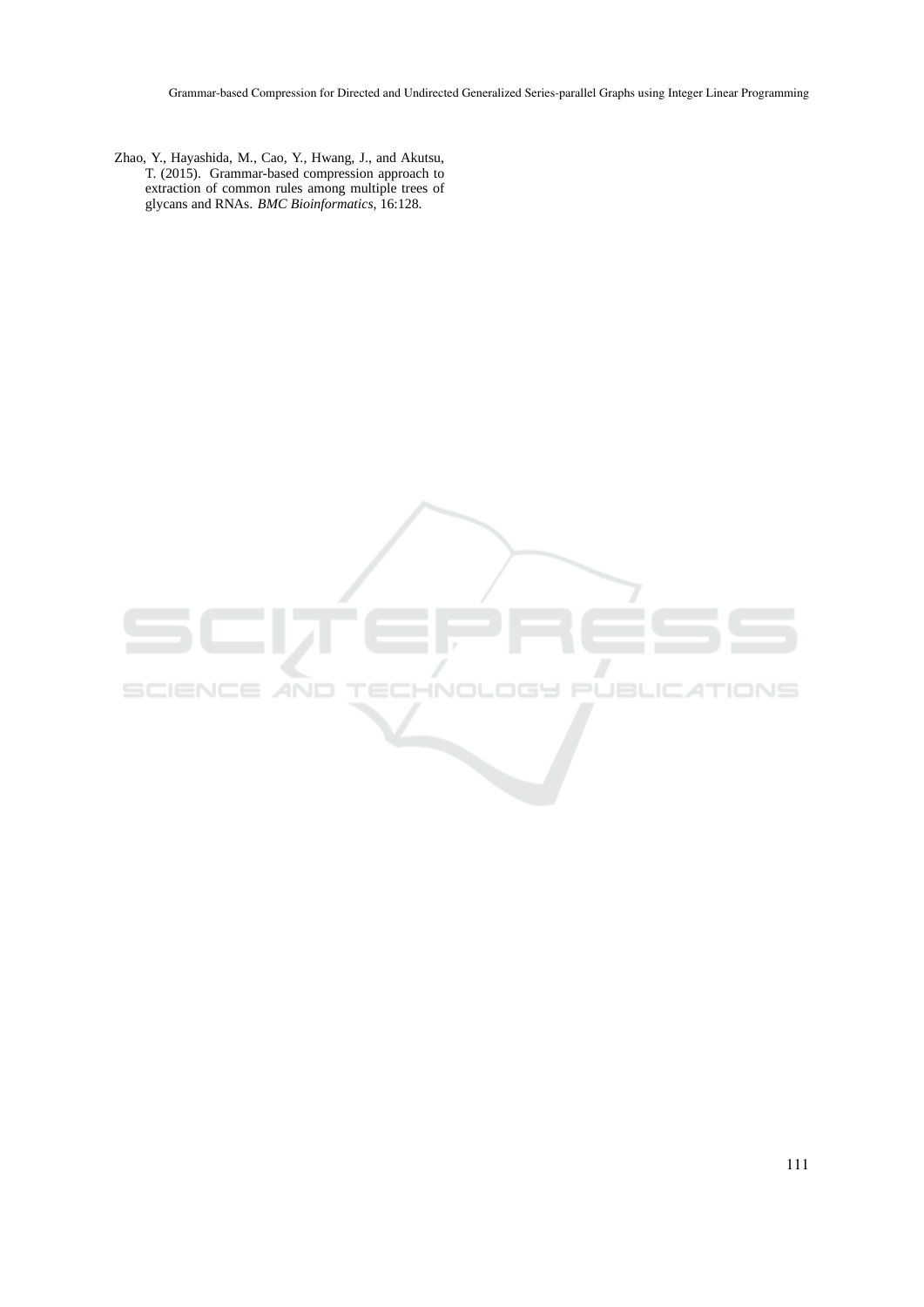Zhao, Y., Hayashida, M., Cao, Y., Hwang, J., and Akutsu, T. (2015). Grammar-based compression approach to extraction of common rules among multiple trees of glycans and RNAs. *BMC Bioinformatics*, 16:128.